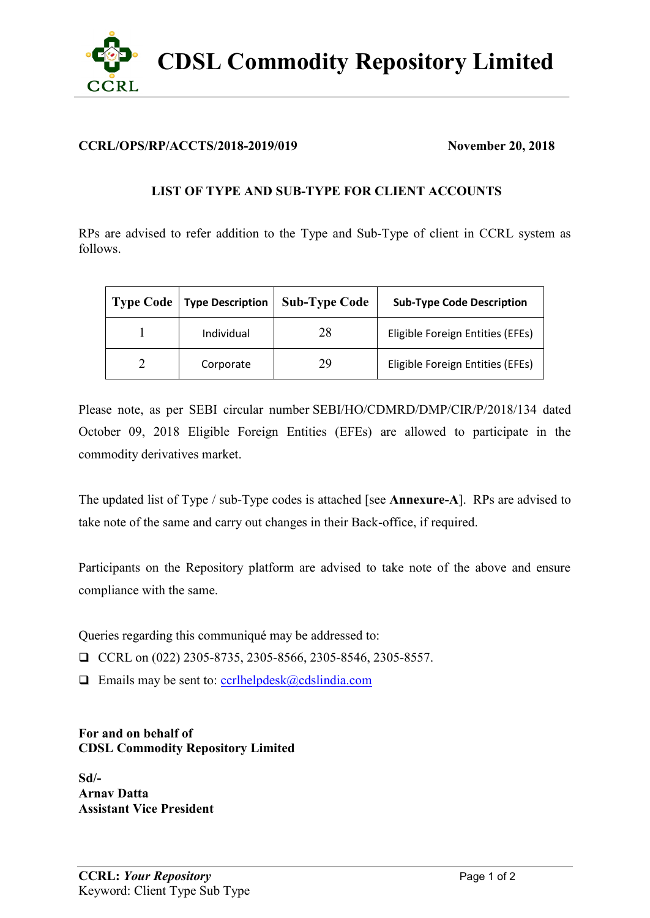# CDSL Commodity Repository Limited

**CCRL/OPS/RP/ACCTS/2018-2019/019** **November 20, 2018**

**LIST OF TYPE AND SUB-TYPE FOR CLIENT ACCOUNTS**

RPs are advised to refer addition to the Type and Sub-Type of client in CCRL system as follows.

| Type Code | Type Description | Sub-Type Code | Sub-Type Code Description |
|---|---|---|---|
| 1 | Individual | 28 | Eligible Foreign Entities (EFEs) |
| 2 | Corporate | 29 | Eligible Foreign Entities (EFEs) |

Please note, as per SEBI circular number SEBI/HO/CDMRD/DMP/CIR/P/2018/134 dated October 09, 2018 Eligible Foreign Entities (EFEs) are allowed to participate in the commodity derivatives market.

The updated list of Type / sub-Type codes is attached [see **Annexure-A**]. RPs are advised to take note of the same and carry out changes in their Back-office, if required.

Participants on the Repository platform are advised to take note of the above and ensure compliance with the same.

Queries regarding this communiqué may be addressed to:

- CCRL on (022) 2305-8735, 2305-8566, 2305-8546, 2305-8557.
- Emails may be sent to: ccrlhelpdesk@cdslindia.com

**For and on behalf of**
**CDSL Commodity Repository Limited**

**Sd/-**
**Arnav Datta**
**Assistant Vice President**

**CCRL:** ***Your Repository***
Keyword: Client Type Sub Type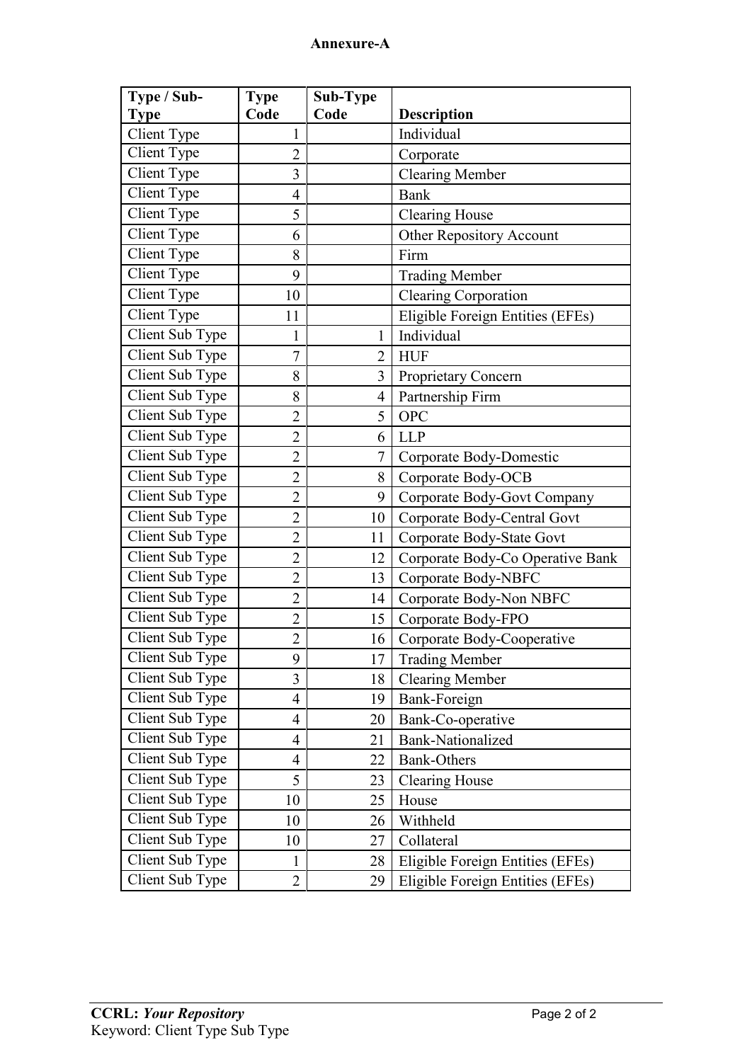**Annexure-A**

| Type / Sub-Type | Type Code | Sub-Type Code | Description |
|---|---|---|---|
| Client Type | 1 | | Individual |
| Client Type | 2 | | Corporate |
| Client Type | 3 | | Clearing Member |
| Client Type | 4 | | Bank |
| Client Type | 5 | | Clearing House |
| Client Type | 6 | | Other Repository Account |
| Client Type | 8 | | Firm |
| Client Type | 9 | | Trading Member |
| Client Type | 10 | | Clearing Corporation |
| Client Type | 11 | | Eligible Foreign Entities (EFEs) |
| Client Sub Type | 1 | 1 | Individual |
| Client Sub Type | 7 | 2 | HUF |
| Client Sub Type | 8 | 3 | Proprietary Concern |
| Client Sub Type | 8 | 4 | Partnership Firm |
| Client Sub Type | 2 | 5 | OPC |
| Client Sub Type | 2 | 6 | LLP |
| Client Sub Type | 2 | 7 | Corporate Body-Domestic |
| Client Sub Type | 2 | 8 | Corporate Body-OCB |
| Client Sub Type | 2 | 9 | Corporate Body-Govt Company |
| Client Sub Type | 2 | 10 | Corporate Body-Central Govt |
| Client Sub Type | 2 | 11 | Corporate Body-State Govt |
| Client Sub Type | 2 | 12 | Corporate Body-Co Operative Bank |
| Client Sub Type | 2 | 13 | Corporate Body-NBFC |
| Client Sub Type | 2 | 14 | Corporate Body-Non NBFC |
| Client Sub Type | 2 | 15 | Corporate Body-FPO |
| Client Sub Type | 2 | 16 | Corporate Body-Cooperative |
| Client Sub Type | 9 | 17 | Trading Member |
| Client Sub Type | 3 | 18 | Clearing Member |
| Client Sub Type | 4 | 19 | Bank-Foreign |
| Client Sub Type | 4 | 20 | Bank-Co-operative |
| Client Sub Type | 4 | 21 | Bank-Nationalized |
| Client Sub Type | 4 | 22 | Bank-Others |
| Client Sub Type | 5 | 23 | Clearing House |
| Client Sub Type | 10 | 25 | House |
| Client Sub Type | 10 | 26 | Withheld |
| Client Sub Type | 10 | 27 | Collateral |
| Client Sub Type | 1 | 28 | Eligible Foreign Entities (EFEs) |
| Client Sub Type | 2 | 29 | Eligible Foreign Entities (EFEs) |